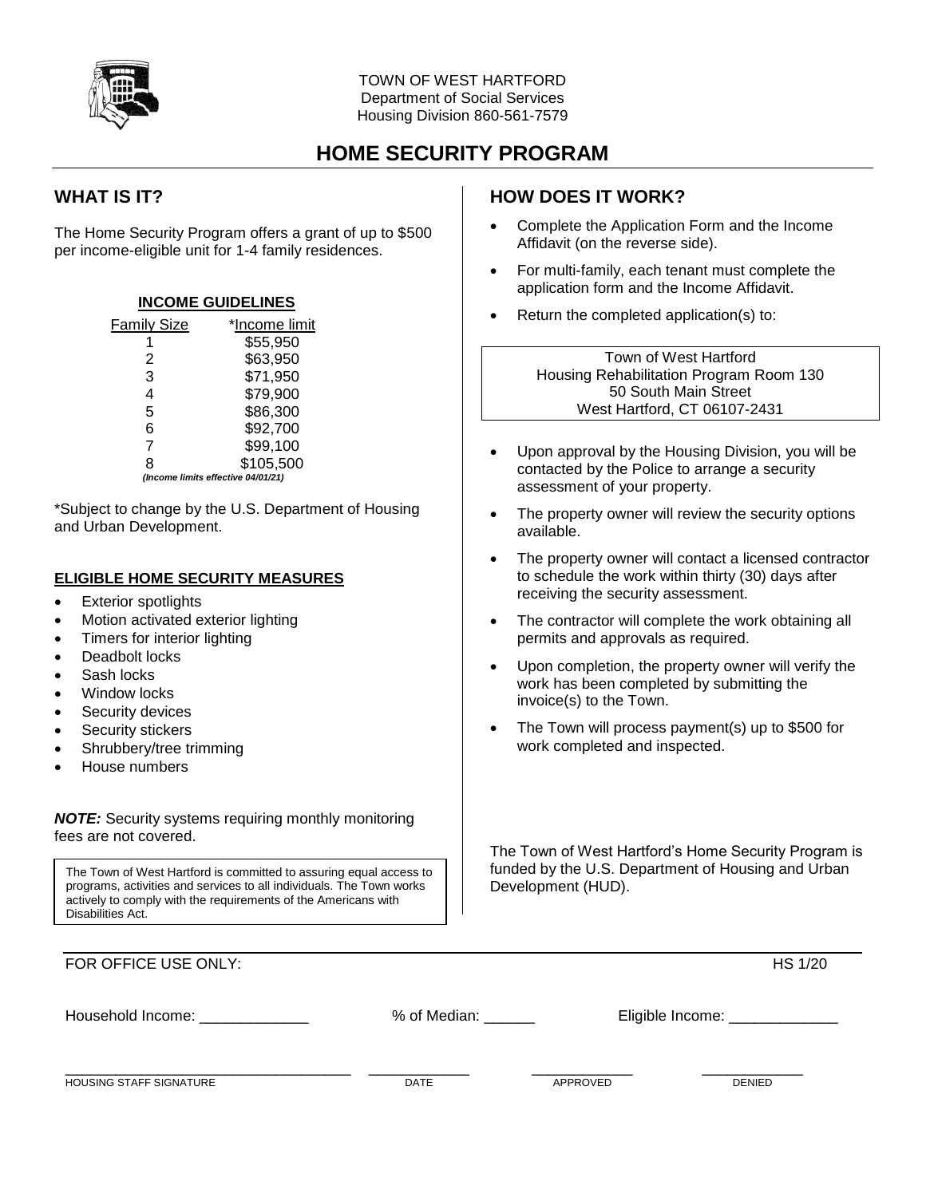TOWN OF WEST HARTFORD
Department of Social Services
Housing Division 860-561-7579

# HOME SECURITY PROGRAM

## WHAT IS IT?

The Home Security Program offers a grant of up to $500 per income-eligible unit for 1-4 family residences.

**INCOME GUIDELINES**

| Family Size | *Income limit |
|---|---|
| 1 | $55,950 |
| 2 | $63,950 |
| 3 | $71,950 |
| 4 | $79,900 |
| 5 | $86,300 |
| 6 | $92,700 |
| 7 | $99,100 |
| 8 | $105,500 |

***(Income limits effective 04/01/21)***

*Subject to change by the U.S. Department of Housing and Urban Development.

**ELIGIBLE HOME SECURITY MEASURES**

- Exterior spotlights
- Motion activated exterior lighting
- Timers for interior lighting
- Deadbolt locks
- Sash locks
- Window locks
- Security devices
- Security stickers
- Shrubbery/tree trimming
- House numbers

***NOTE:*** Security systems requiring monthly monitoring fees are not covered.

> The Town of West Hartford is committed to assuring equal access to programs, activities and services to all individuals. The Town works actively to comply with the requirements of the Americans with Disabilities Act.

## HOW DOES IT WORK?

- Complete the Application Form and the Income Affidavit (on the reverse side).
- For multi-family, each tenant must complete the application form and the Income Affidavit.
- Return the completed application(s) to:

> Town of West Hartford
> Housing Rehabilitation Program Room 130
> 50 South Main Street
> West Hartford, CT 06107-2431

- Upon approval by the Housing Division, you will be contacted by the Police to arrange a security assessment of your property.
- The property owner will review the security options available.
- The property owner will contact a licensed contractor to schedule the work within thirty (30) days after receiving the security assessment.
- The contractor will complete the work obtaining all permits and approvals as required.
- Upon completion, the property owner will verify the work has been completed by submitting the invoice(s) to the Town.
- The Town will process payment(s) up to $500 for work completed and inspected.

The Town of West Hartford's Home Security Program is funded by the U.S. Department of Housing and Urban Development (HUD).

---

FOR OFFICE USE ONLY: HS 1/20

Household Income: _____________ % of Median: ______ Eligible Income: _____________

_____________________________________ _____________ _____________ _____________
HOUSING STAFF SIGNATURE DATE APPROVED DENIED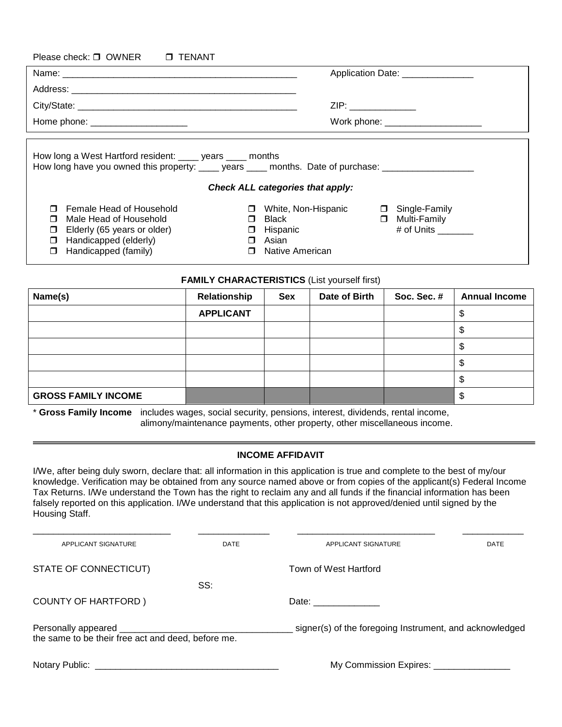Please check: ❐ OWNER ❐ TENANT

Name: ______________________________________________ Application Date: ______________

Address: ______________________________________________

City/State: ______________________________________________ ZIP: _____________

Home phone: ___________________ Work phone: ___________________

How long a West Hartford resident: ____ years ____ months

How long have you owned this property: ____ years ____ months. Date of purchase: __________________

***Check ALL categories that apply:***

- ❐ Female Head of Household
- ❐ Male Head of Household
- ❐ Elderly (65 years or older)
- ❐ Handicapped (elderly)
- ❐ Handicapped (family)

- ❐ White, Non-Hispanic
- ❐ Black
- ❐ Hispanic
- ❐ Asian
- ❐ Native American

- ❐ Single-Family
- ❐ Multi-Family
  - # of Units _______

**FAMILY CHARACTERISTICS** (List yourself first)

| Name(s) | Relationship | Sex | Date of Birth | Soc. Sec. # | Annual Income |
|---|---|---|---|---|---|
| | **APPLICANT** | | | | $ |
| | | | | | $ |
| | | | | | $ |
| | | | | | $ |
| | | | | | $ |
| **GROSS FAMILY INCOME** | | | | | $ |

\* **Gross Family Income** includes wages, social security, pensions, interest, dividends, rental income, alimony/maintenance payments, other property, other miscellaneous income.

---

**INCOME AFFIDAVIT**

I/We, after being duly sworn, declare that: all information in this application is true and complete to the best of my/our knowledge. Verification may be obtained from any source named above or from copies of the applicant(s) Federal Income Tax Returns. I/We understand the Town has the right to reclaim any and all funds if the financial information has been falsely reported on this application. I/We understand that this application is not approved/denied until signed by the Housing Staff.

___________________________ ______________ ___________________________ ____________

APPLICANT SIGNATURE DATE APPLICANT SIGNATURE DATE

STATE OF CONNECTICUT) Town of West Hartford

SS:

COUNTY OF HARTFORD ) Date: _____________

Personally appeared __________________________________ signer(s) of the foregoing Instrument, and acknowledged the same to be their free act and deed, before me.

Notary Public: ____________________________________ My Commission Expires: _______________